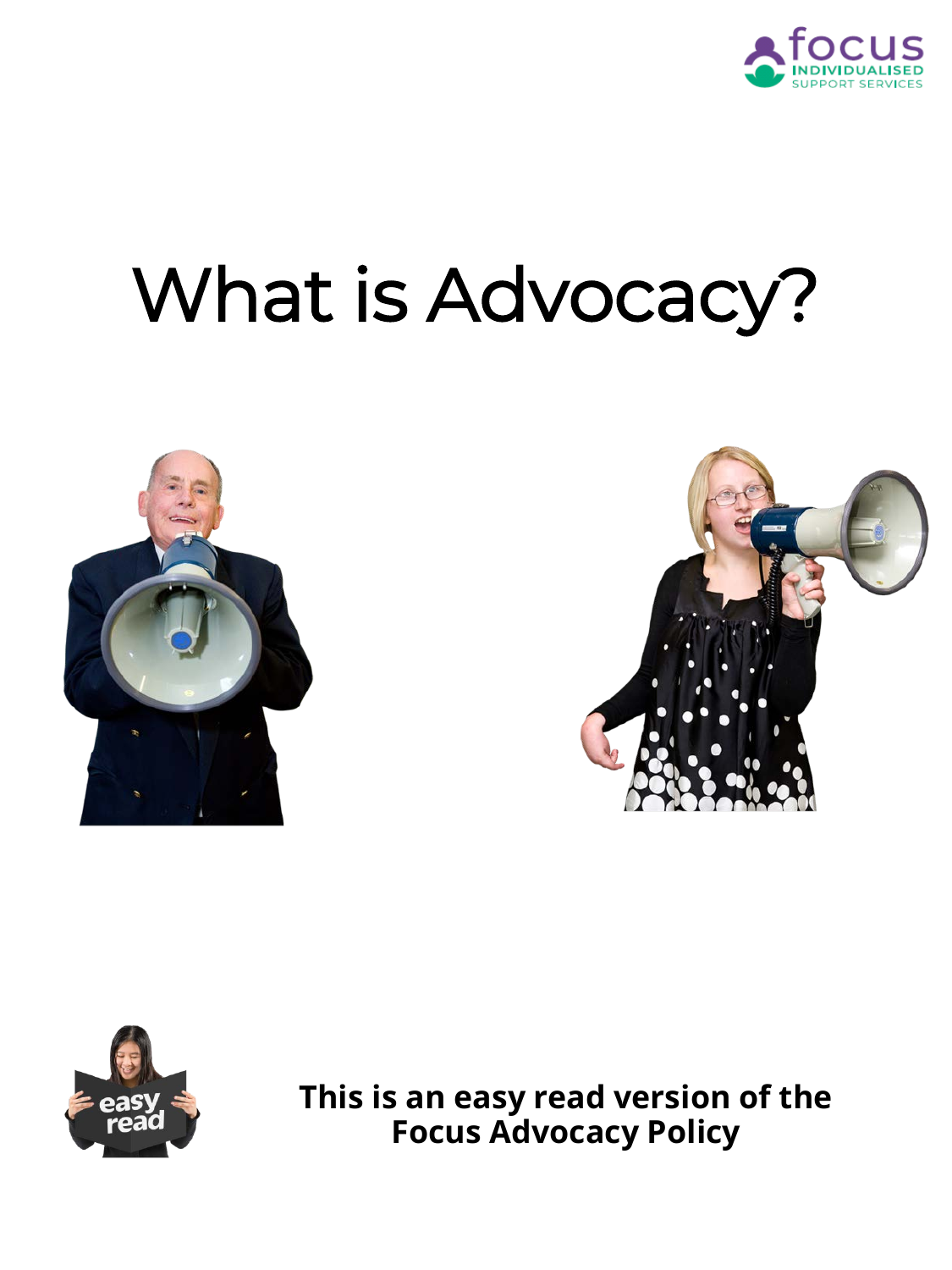# What is Advocacy?

**This is an easy read version of the Focus Advocacy Policy**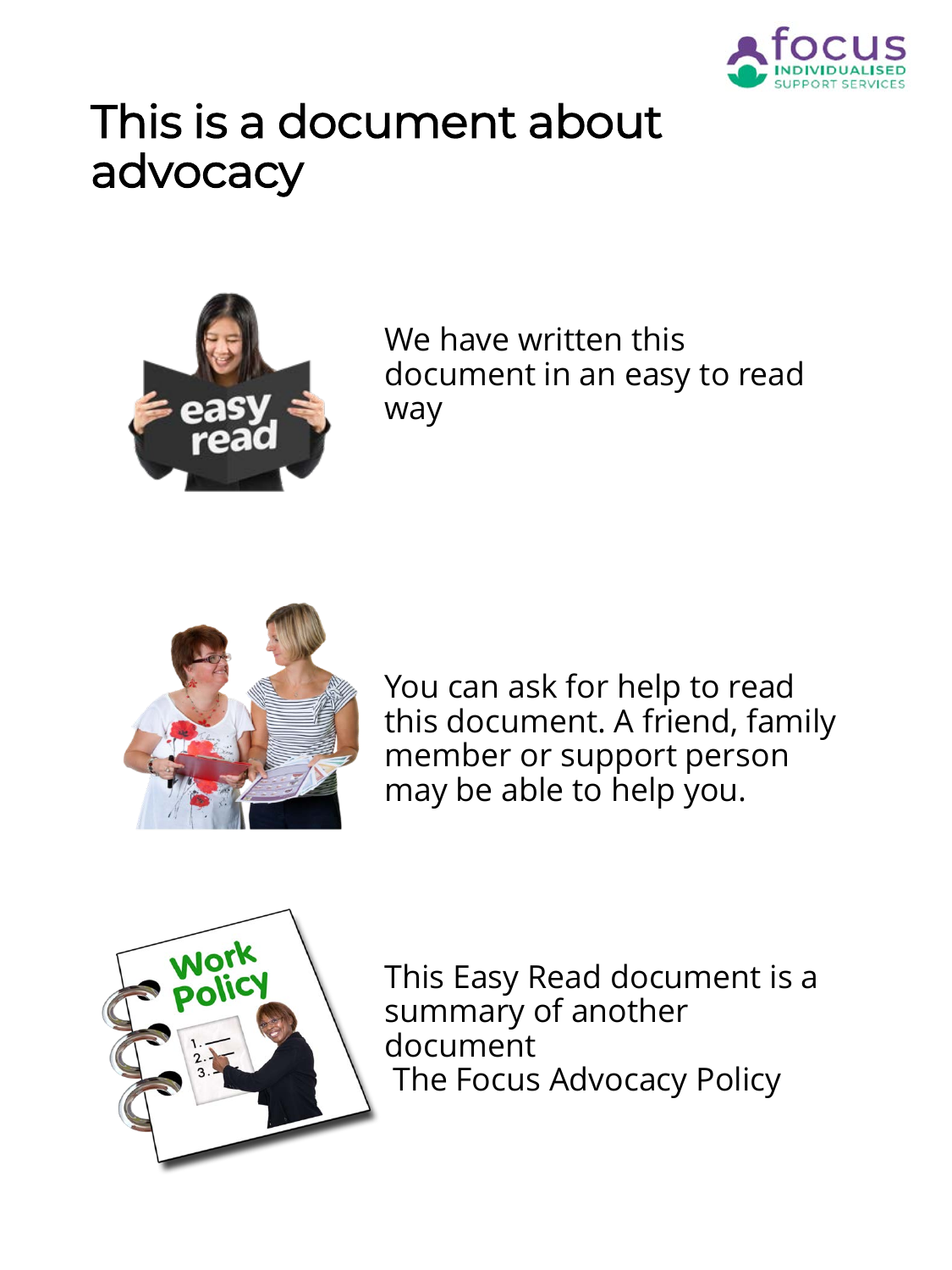# This is a document about advocacy

We have written this document in an easy to read way

You can ask for help to read this document. A friend, family member or support person may be able to help you.

This Easy Read document is a summary of another document
The Focus Advocacy Policy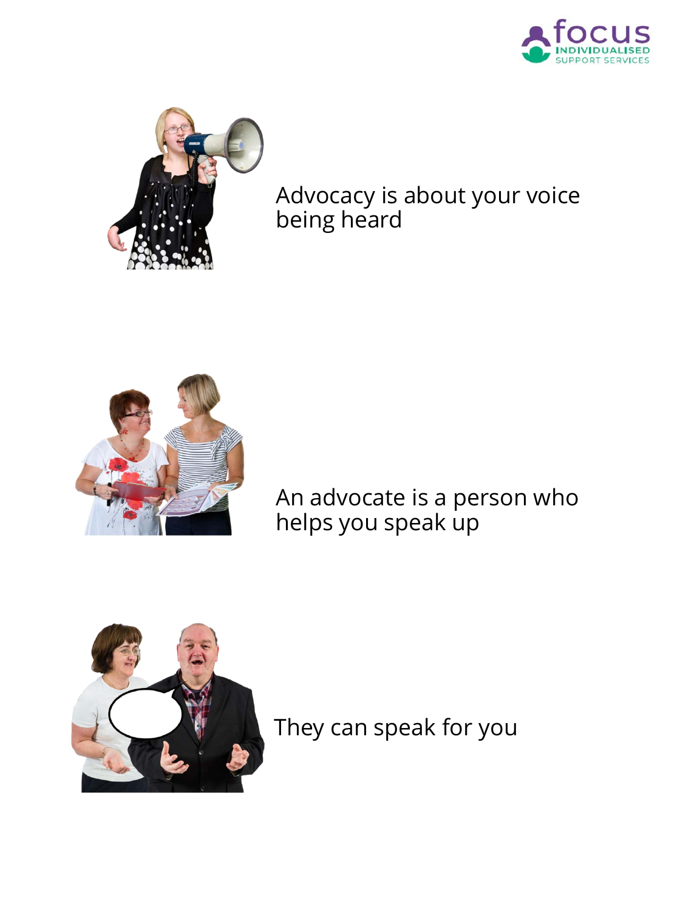Advocacy is about your voice being heard

An advocate is a person who helps you speak up

They can speak for you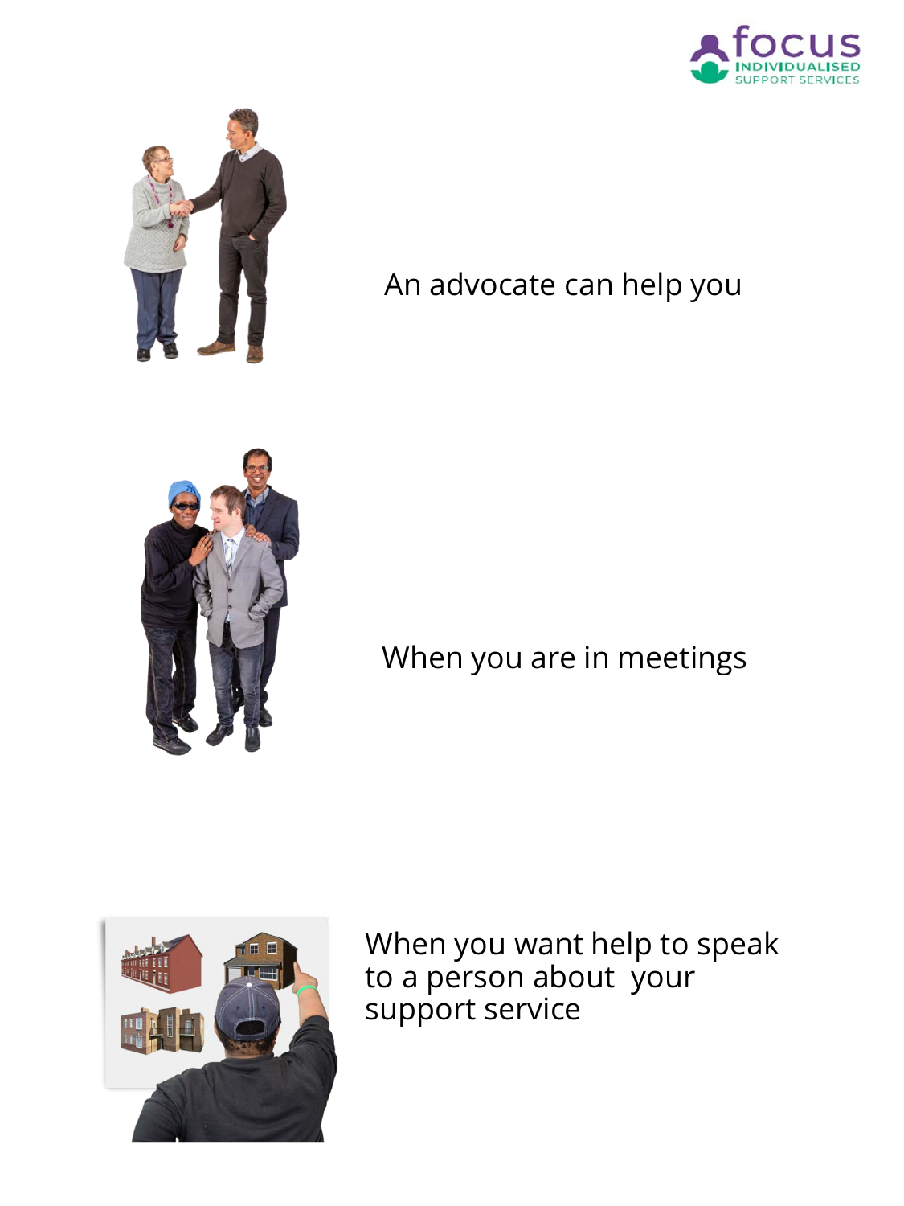An advocate can help you

When you are in meetings

When you want help to speak to a person about your support service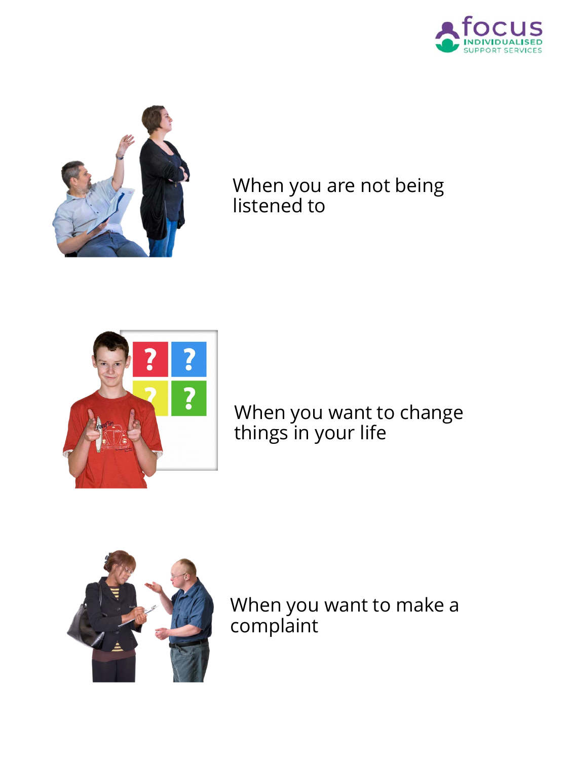When you are not being listened to

When you want to change things in your life

When you want to make a complaint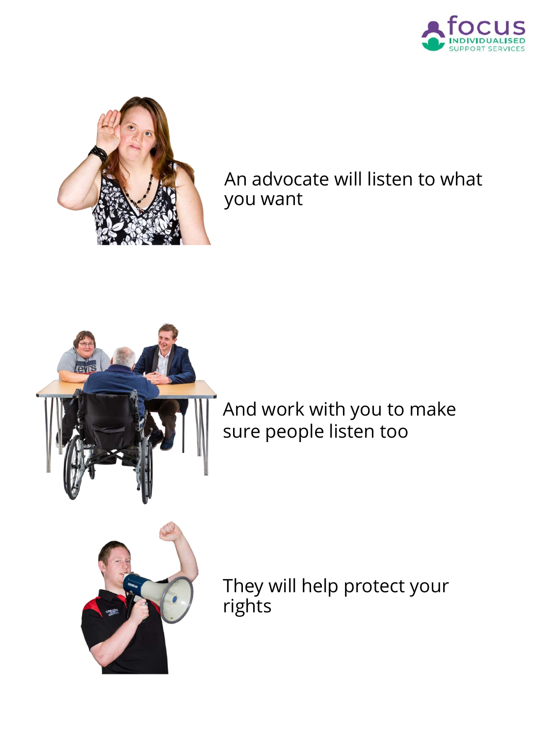An advocate will listen to what you want

And work with you to make sure people listen too

They will help protect your rights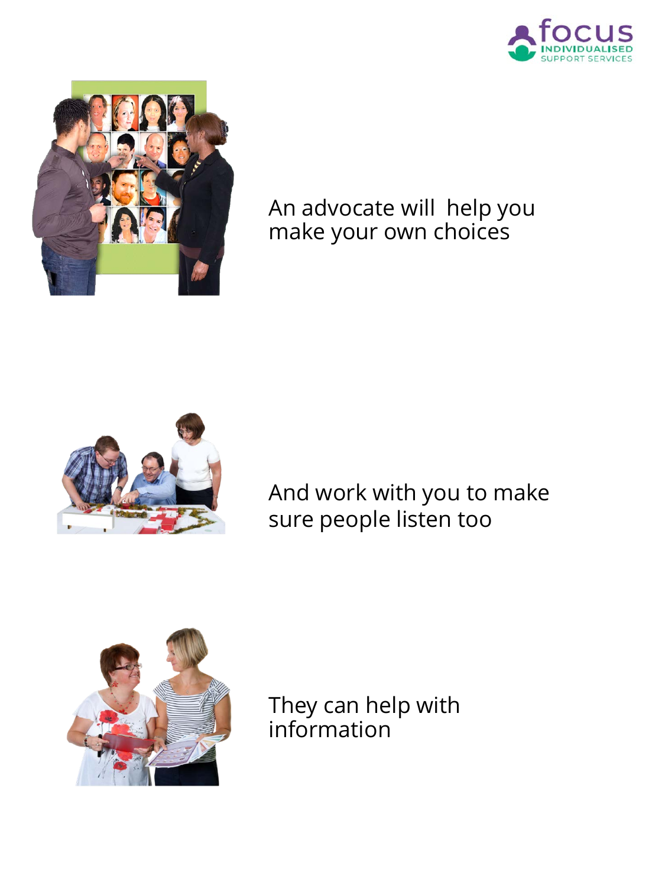An advocate will help you make your own choices

And work with you to make sure people listen too

They can help with information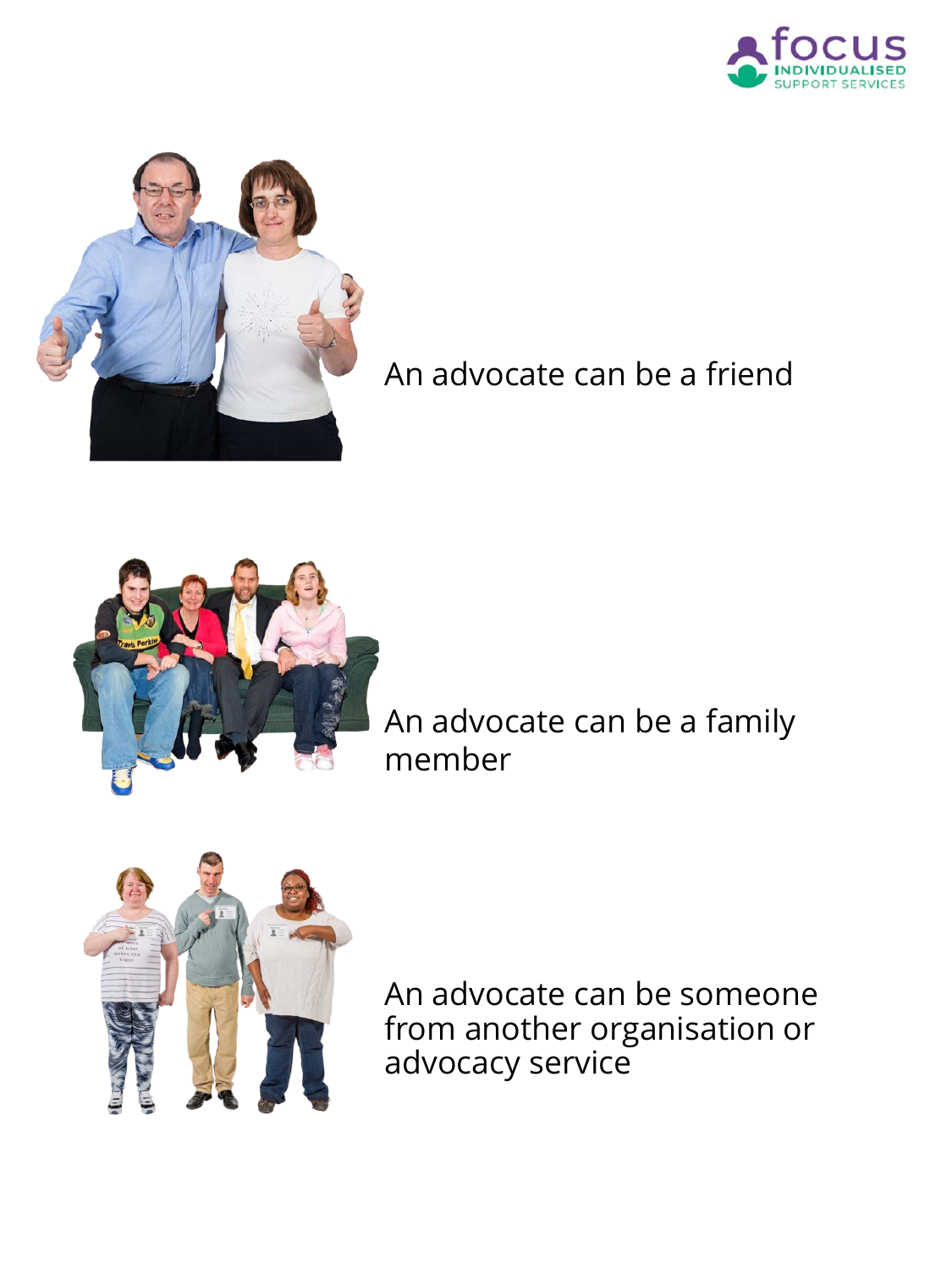An advocate can be a friend

An advocate can be a family member

An advocate can be someone from another organisation or advocacy service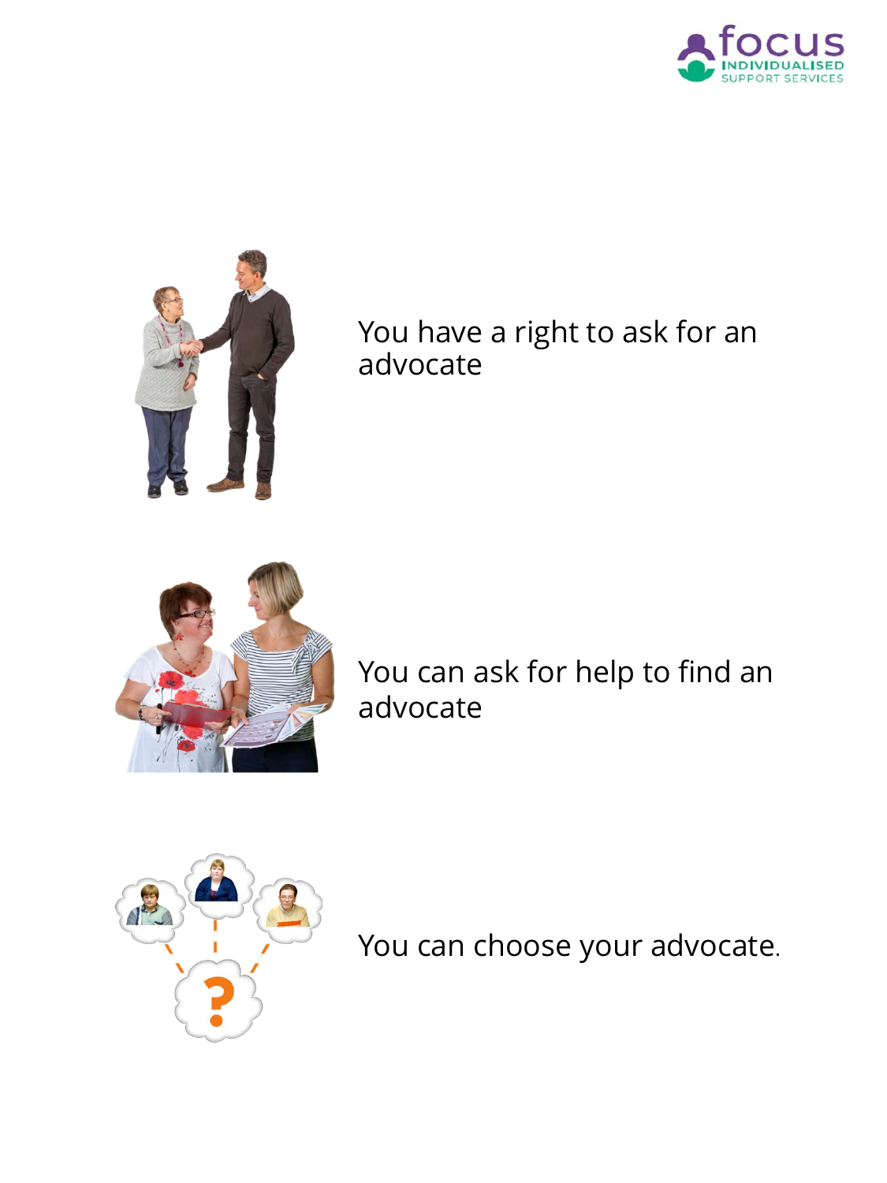You have a right to ask for an advocate

You can ask for help to find an advocate

You can choose your advocate.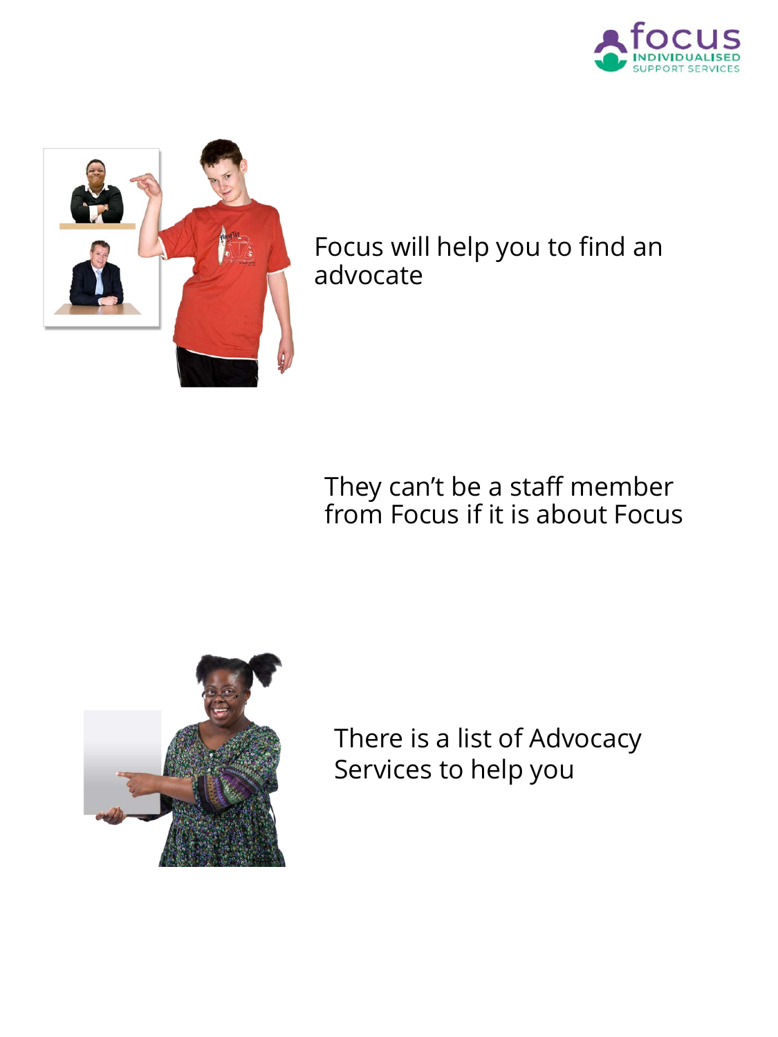Focus will help you to find an advocate

They can't be a staff member from Focus if it is about Focus

There is a list of Advocacy Services to help you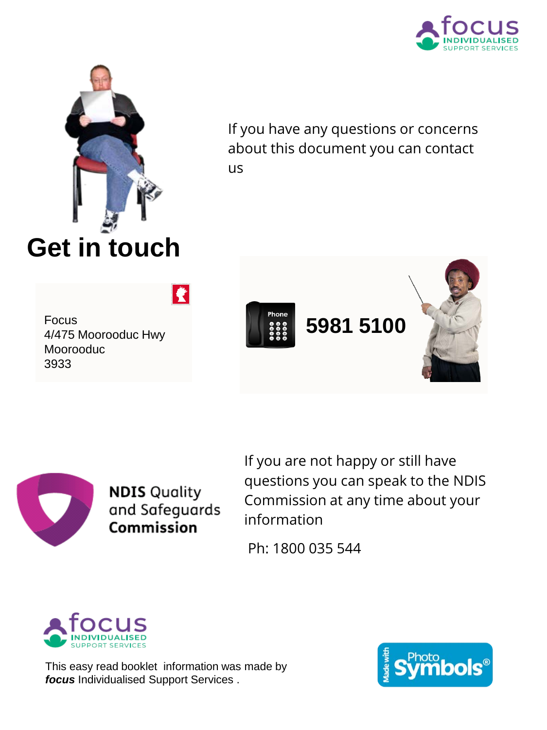If you have any questions or concerns about this document you can contact us

# Get in touch

Focus
4/475 Moorooduc Hwy
Moorooduc
3933

Phone

**5981 5100**

**NDIS** Quality and Safeguards **Commission**

If you are not happy or still have questions you can speak to the NDIS Commission at any time about your information

Ph: 1800 035 544

This easy read booklet information was made by ***focus*** Individualised Support Services .

Made with Photo Symbols®